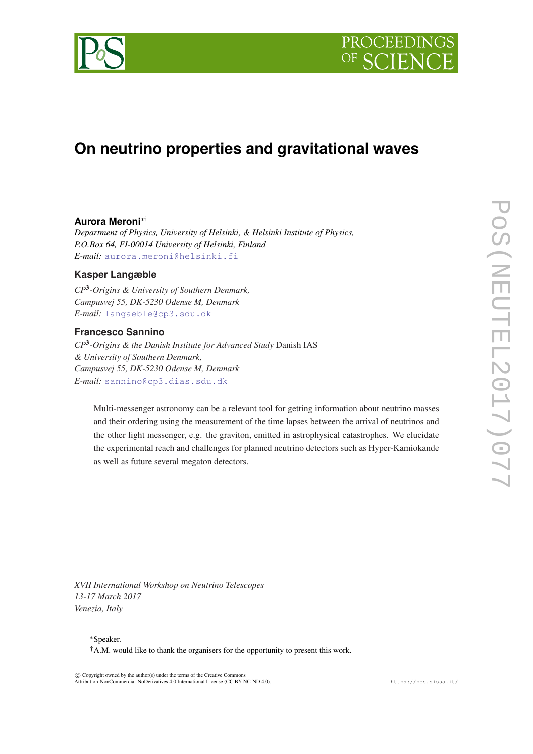# On neutrino properties and gravitational waves

**Aurora Meroni**[∗†]

*Department of Physics, University of Helsinki, & Helsinki Institute of Physics, P.O.Box 64, FI-00014 University of Helsinki, Finland*
*E-mail:* aurora.meroni@helsinki.fi

**Kasper Langæble**

*CP*[3]*-Origins & University of Southern Denmark, Campusvej 55, DK-5230 Odense M, Denmark*
*E-mail:* langaeble@cp3.sdu.dk

**Francesco Sannino**

*CP*[3]*-Origins & the Danish Institute for Advanced Study* Danish IAS *& University of Southern Denmark, Campusvej 55, DK-5230 Odense M, Denmark*
*E-mail:* sannino@cp3.dias.sdu.dk

Multi-messenger astronomy can be a relevant tool for getting information about neutrino masses and their ordering using the measurement of the time lapses between the arrival of neutrinos and the other light messenger, e.g. the graviton, emitted in astrophysical catastrophes. We elucidate the experimental reach and challenges for planned neutrino detectors such as Hyper-Kamiokande as well as future several megaton detectors.

*XVII International Workshop on Neutrino Telescopes*
*13-17 March 2017*
*Venezia, Italy*

---

[∗]Speaker.

[†]A.M. would like to thank the organisers for the opportunity to present this work.

© Copyright owned by the author(s) under the terms of the Creative Commons Attribution-NonCommercial-NoDerivatives 4.0 International License (CC BY-NC-ND 4.0).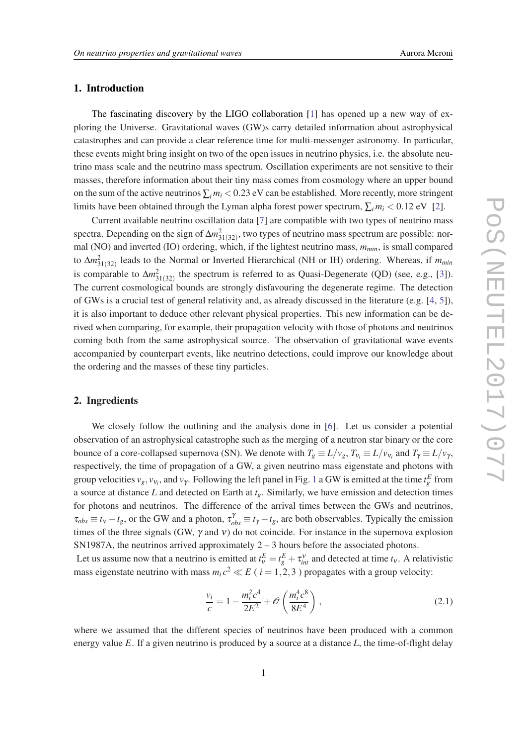## 1. Introduction

The fascinating discovery by the LIGO collaboration [1] has opened up a new way of exploring the Universe. Gravitational waves (GW)s carry detailed information about astrophysical catastrophes and can provide a clear reference time for multi-messenger astronomy. In particular, these events might bring insight on two of the open issues in neutrino physics, i.e. the absolute neutrino mass scale and the neutrino mass spectrum. Oscillation experiments are not sensitive to their masses, therefore information about their tiny mass comes from cosmology where an upper bound on the sum of the active neutrinos $\sum_i m_i < 0.23$ eV can be established. More recently, more stringent limits have been obtained through the Lyman alpha forest power spectrum, $\sum_i m_i < 0.12$ eV [2].

Current available neutrino oscillation data [7] are compatible with two types of neutrino mass spectra. Depending on the sign of $\Delta m^2_{31(32)}$, two types of neutrino mass spectrum are possible: normal (NO) and inverted (IO) ordering, which, if the lightest neutrino mass, $m_{min}$, is small compared to $\Delta m^2_{31(32)}$ leads to the Normal or Inverted Hierarchical (NH or IH) ordering. Whereas, if $m_{min}$ is comparable to $\Delta m^2_{31(32)}$ the spectrum is referred to as Quasi-Degenerate (QD) (see, e.g., [3]). The current cosmological bounds are strongly disfavouring the degenerate regime. The detection of GWs is a crucial test of general relativity and, as already discussed in the literature (e.g. [4, 5]), it is also important to deduce other relevant physical properties. This new information can be derived when comparing, for example, their propagation velocity with those of photons and neutrinos coming both from the same astrophysical source. The observation of gravitational wave events accompanied by counterpart events, like neutrino detections, could improve our knowledge about the ordering and the masses of these tiny particles.

## 2. Ingredients

We closely follow the outlining and the analysis done in [6]. Let us consider a potential observation of an astrophysical catastrophe such as the merging of a neutron star binary or the core bounce of a core-collapsed supernova (SN). We denote with $T_g \equiv L/v_g$, $T_{\nu_i} \equiv L/v_{\nu_i}$ and $T_\gamma \equiv L/v_\gamma$, respectively, the time of propagation of a GW, a given neutrino mass eigenstate and photons with group velocities $v_g, v_{\nu_i}$, and $v_\gamma$. Following the left panel in Fig. 1 a GW is emitted at the time $t_g^E$ from a source at distance $L$ and detected on Earth at $t_g$. Similarly, we have emission and detection times for photons and neutrinos. The difference of the arrival times between the GWs and neutrinos, $\tau_{obs} \equiv t_\nu - t_g$, or the GW and a photon, $\tau_{obs}^\gamma \equiv t_\gamma - t_g$, are both observables. Typically the emission times of the three signals (GW, $\gamma$ and $\nu$) do not coincide. For instance in the supernova explosion SN1987A, the neutrinos arrived approximately 2 – 3 hours before the associated photons.

Let us assume now that a neutrino is emitted at $t_\nu^E = t_g^E + \tau_{int}^\nu$ and detected at time $t_\nu$. A relativistic mass eigenstate neutrino with mass $m_i c^2 \ll E$ ( $i = 1, 2, 3$ ) propagates with a group velocity:

$$\frac{v_i}{c} = 1 - \frac{m_i^2 c^4}{2E^2} + \mathscr{O}\left(\frac{m_i^4 c^8}{8E^4}\right), \tag{2.1}$$

where we assumed that the different species of neutrinos have been produced with a common energy value $E$. If a given neutrino is produced by a source at a distance $L$, the time-of-flight delay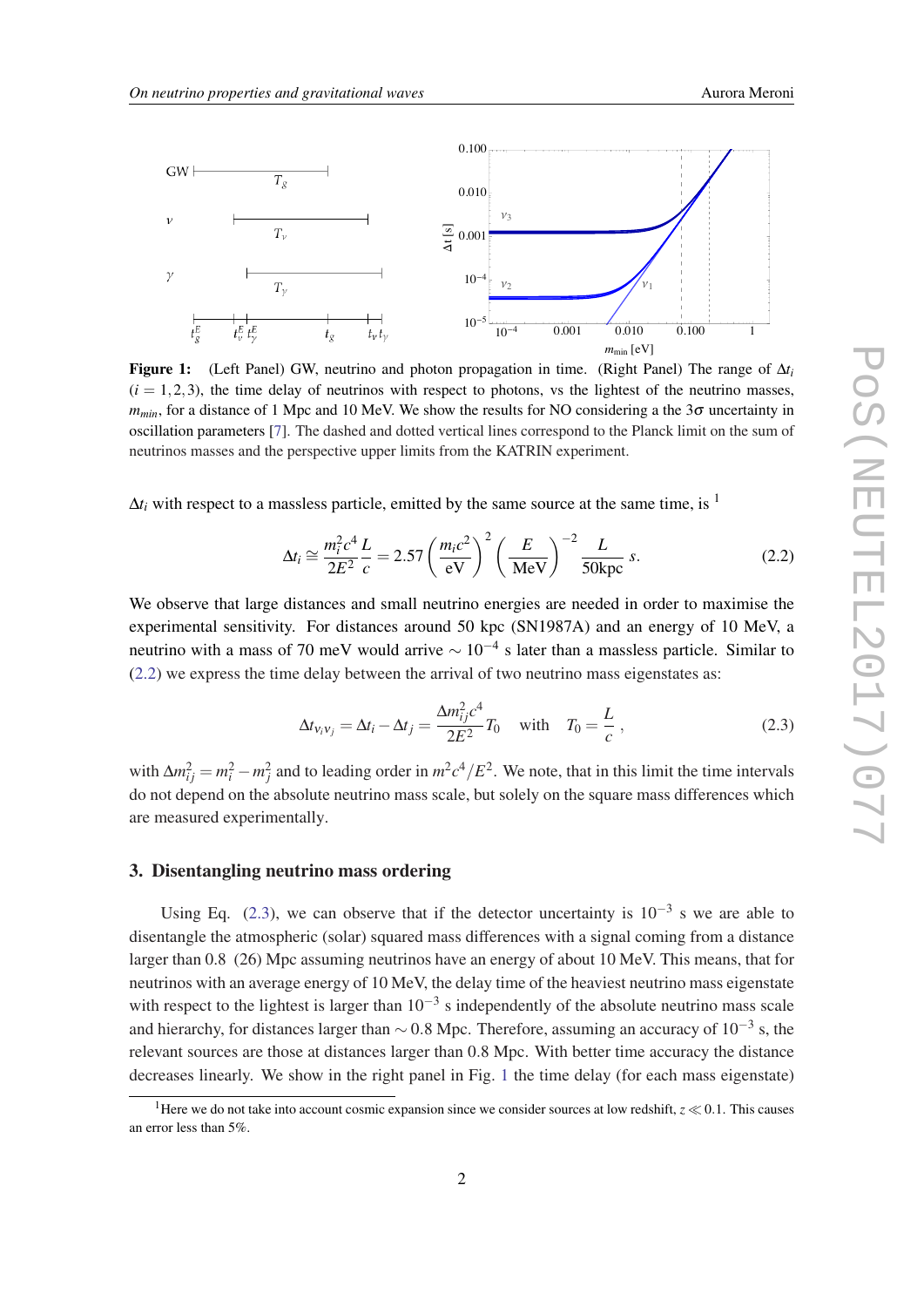**Figure 1:** (Left Panel) GW, neutrino and photon propagation in time. (Right Panel) The range of $\Delta t_i$ ($i = 1,2,3$), the time delay of neutrinos with respect to photons, vs the lightest of the neutrino masses, $m_{min}$, for a distance of 1 Mpc and 10 MeV. We show the results for NO considering a the $3\sigma$ uncertainty in oscillation parameters [7]. The dashed and dotted vertical lines correspond to the Planck limit on the sum of neutrinos masses and the perspective upper limits from the KATRIN experiment.

$\Delta t_i$ with respect to a massless particle, emitted by the same source at the same time, is [1]

$$\Delta t_i \cong \frac{m_i^2 c^4}{2E^2}\frac{L}{c} = 2.57 \left(\frac{m_i c^2}{\text{eV}}\right)^2 \left(\frac{E}{\text{MeV}}\right)^{-2} \frac{L}{50\text{kpc}}\ s. \tag{2.2}$$

We observe that large distances and small neutrino energies are needed in order to maximise the experimental sensitivity. For distances around 50 kpc (SN1987A) and an energy of 10 MeV, a neutrino with a mass of 70 meV would arrive $\sim 10^{-4}$ s later than a massless particle. Similar to (2.2) we express the time delay between the arrival of two neutrino mass eigenstates as:

$$\Delta t_{\nu_i \nu_j} = \Delta t_i - \Delta t_j = \frac{\Delta m_{ij}^2 c^4}{2E^2} T_0 \quad \text{with} \quad T_0 = \frac{L}{c}\,, \tag{2.3}$$

with $\Delta m_{ij}^2 = m_i^2 - m_j^2$ and to leading order in $m^2c^4/E^2$. We note, that in this limit the time intervals do not depend on the absolute neutrino mass scale, but solely on the square mass differences which are measured experimentally.

## 3. Disentangling neutrino mass ordering

Using Eq. (2.3), we can observe that if the detector uncertainty is $10^{-3}$ s we are able to disentangle the atmospheric (solar) squared mass differences with a signal coming from a distance larger than 0.8 (26) Mpc assuming neutrinos have an energy of about 10 MeV. This means, that for neutrinos with an average energy of 10 MeV, the delay time of the heaviest neutrino mass eigenstate with respect to the lightest is larger than $10^{-3}$ s independently of the absolute neutrino mass scale and hierarchy, for distances larger than $\sim 0.8$ Mpc. Therefore, assuming an accuracy of $10^{-3}$ s, the relevant sources are those at distances larger than 0.8 Mpc. With better time accuracy the distance decreases linearly. We show in the right panel in Fig. 1 the time delay (for each mass eigenstate)

[1] Here we do not take into account cosmic expansion since we consider sources at low redshift, $z \ll 0.1$. This causes an error less than 5%.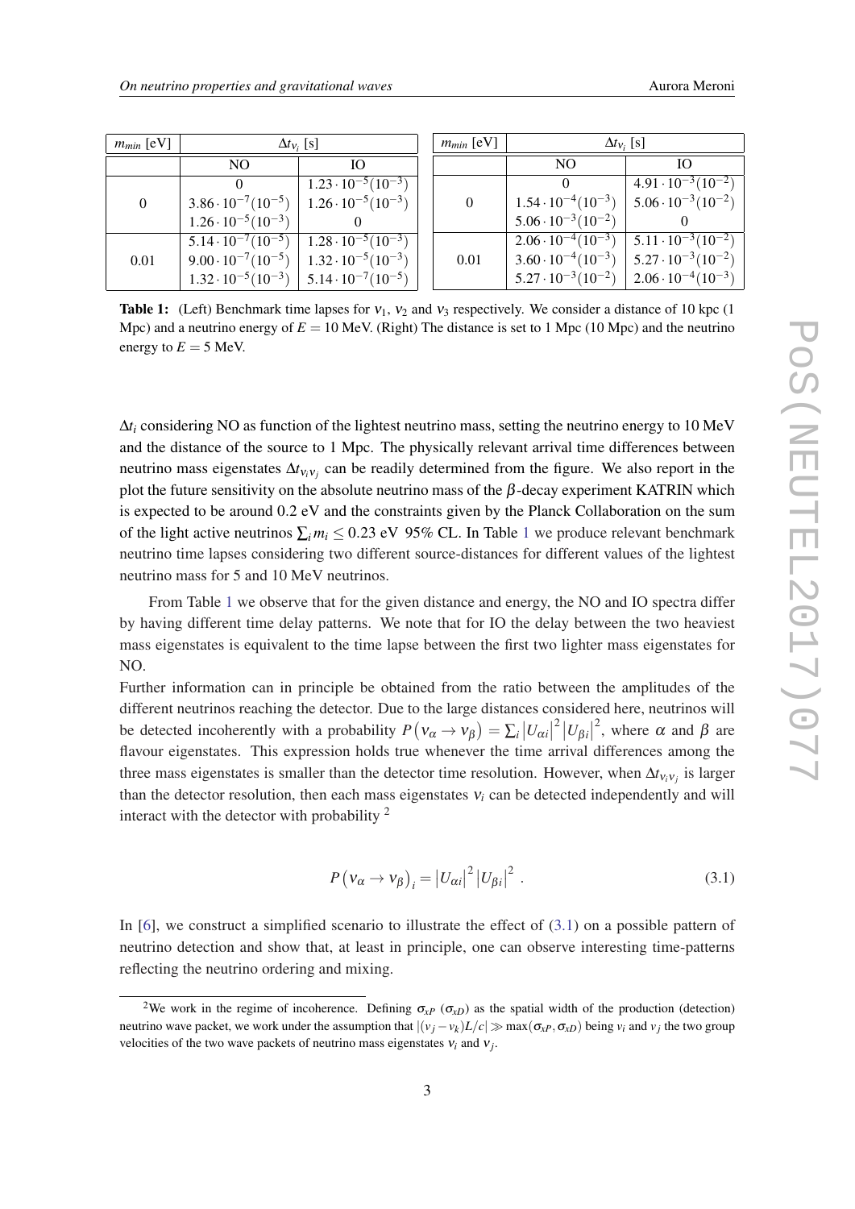| $m_{min}$ [eV] | $\Delta t_{\nu_i}$ [s] | |
|---|---|---|
| | NO | IO |
| 0 | 0 | $1.23 \cdot 10^{-5}(10^{-3})$ |
| | $3.86 \cdot 10^{-7}(10^{-5})$ | $1.26 \cdot 10^{-5}(10^{-3})$ |
| | $1.26 \cdot 10^{-5}(10^{-3})$ | 0 |
| 0.01 | $5.14 \cdot 10^{-7}(10^{-5})$ | $1.28 \cdot 10^{-5}(10^{-3})$ |
| | $9.00 \cdot 10^{-7}(10^{-5})$ | $1.32 \cdot 10^{-5}(10^{-3})$ |
| | $1.32 \cdot 10^{-5}(10^{-3})$ | $5.14 \cdot 10^{-7}(10^{-5})$ |

| $m_{min}$ [eV] | $\Delta t_{\nu_i}$ [s] | |
|---|---|---|
| | NO | IO |
| 0 | 0 | $4.91 \cdot 10^{-3}(10^{-2})$ |
| | $1.54 \cdot 10^{-4}(10^{-3})$ | $5.06 \cdot 10^{-3}(10^{-2})$ |
| | $5.06 \cdot 10^{-3}(10^{-2})$ | 0 |
| 0.01 | $2.06 \cdot 10^{-4}(10^{-3})$ | $5.11 \cdot 10^{-3}(10^{-2})$ |
| | $3.60 \cdot 10^{-4}(10^{-3})$ | $5.27 \cdot 10^{-3}(10^{-2})$ |
| | $5.27 \cdot 10^{-3}(10^{-2})$ | $2.06 \cdot 10^{-4}(10^{-3})$ |

**Table 1:** (Left) Benchmark time lapses for $\nu_1$, $\nu_2$ and $\nu_3$ respectively. We consider a distance of 10 kpc (1 Mpc) and a neutrino energy of $E = 10$ MeV. (Right) The distance is set to 1 Mpc (10 Mpc) and the neutrino energy to $E = 5$ MeV.

$\Delta t_i$ considering NO as function of the lightest neutrino mass, setting the neutrino energy to 10 MeV and the distance of the source to 1 Mpc. The physically relevant arrival time differences between neutrino mass eigenstates $\Delta t_{\nu_i \nu_j}$ can be readily determined from the figure. We also report in the plot the future sensitivity on the absolute neutrino mass of the $\beta$-decay experiment KATRIN which is expected to be around 0.2 eV and the constraints given by the Planck Collaboration on the sum of the light active neutrinos $\sum_i m_i \leq 0.23$ eV 95% CL. In Table 1 we produce relevant benchmark neutrino time lapses considering two different source-distances for different values of the lightest neutrino mass for 5 and 10 MeV neutrinos.

From Table 1 we observe that for the given distance and energy, the NO and IO spectra differ by having different time delay patterns. We note that for IO the delay between the two heaviest mass eigenstates is equivalent to the time lapse between the first two lighter mass eigenstates for NO.

Further information can in principle be obtained from the ratio between the amplitudes of the different neutrinos reaching the detector. Due to the large distances considered here, neutrinos will be detected incoherently with a probability $P(\nu_\alpha \to \nu_\beta) = \sum_i |U_{\alpha i}|^2 |U_{\beta i}|^2$, where $\alpha$ and $\beta$ are flavour eigenstates. This expression holds true whenever the time arrival differences among the three mass eigenstates is smaller than the detector time resolution. However, when $\Delta t_{\nu_i \nu_j}$ is larger than the detector resolution, then each mass eigenstates $\nu_i$ can be detected independently and will interact with the detector with probability [2]

$$P(\nu_\alpha \to \nu_\beta)_i = |U_{\alpha i}|^2 |U_{\beta i}|^2 . \tag{3.1}$$

In [6], we construct a simplified scenario to illustrate the effect of (3.1) on a possible pattern of neutrino detection and show that, at least in principle, one can observe interesting time-patterns reflecting the neutrino ordering and mixing.

[2]We work in the regime of incoherence. Defining $\sigma_{xP}$ ($\sigma_{xD}$) as the spatial width of the production (detection) neutrino wave packet, we work under the assumption that $|(v_j - v_k)L/c| \gg \max(\sigma_{xP}, \sigma_{xD})$ being $v_i$ and $v_j$ the two group velocities of the two wave packets of neutrino mass eigenstates $\nu_i$ and $\nu_j$.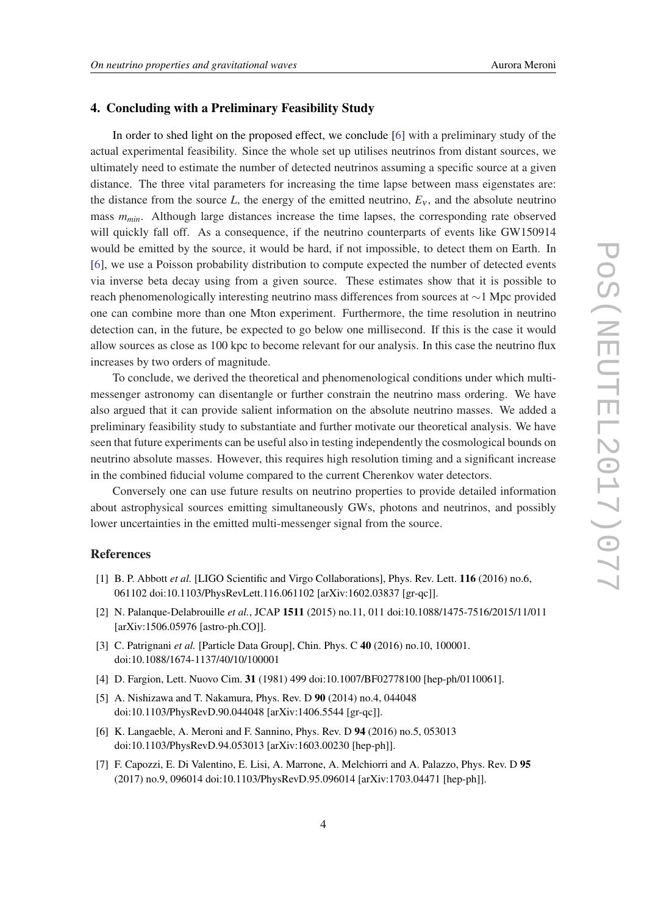## 4. Concluding with a Preliminary Feasibility Study

In order to shed light on the proposed effect, we conclude [6] with a preliminary study of the actual experimental feasibility. Since the whole set up utilises neutrinos from distant sources, we ultimately need to estimate the number of detected neutrinos assuming a specific source at a given distance. The three vital parameters for increasing the time lapse between mass eigenstates are: the distance from the source $L$, the energy of the emitted neutrino, $E_\nu$, and the absolute neutrino mass $m_{min}$. Although large distances increase the time lapses, the corresponding rate observed will quickly fall off. As a consequence, if the neutrino counterparts of events like GW150914 would be emitted by the source, it would be hard, if not impossible, to detect them on Earth. In [6], we use a Poisson probability distribution to compute expected the number of detected events via inverse beta decay using from a given source. These estimates show that it is possible to reach phenomenologically interesting neutrino mass differences from sources at $\sim$1 Mpc provided one can combine more than one Mton experiment. Furthermore, the time resolution in neutrino detection can, in the future, be expected to go below one millisecond. If this is the case it would allow sources as close as 100 kpc to become relevant for our analysis. In this case the neutrino flux increases by two orders of magnitude.

To conclude, we derived the theoretical and phenomenological conditions under which multi-messenger astronomy can disentangle or further constrain the neutrino mass ordering. We have also argued that it can provide salient information on the absolute neutrino masses. We added a preliminary feasibility study to substantiate and further motivate our theoretical analysis. We have seen that future experiments can be useful also in testing independently the cosmological bounds on neutrino absolute masses. However, this requires high resolution timing and a significant increase in the combined fiducial volume compared to the current Cherenkov water detectors.

Conversely one can use future results on neutrino properties to provide detailed information about astrophysical sources emitting simultaneously GWs, photons and neutrinos, and possibly lower uncertainties in the emitted multi-messenger signal from the source.

## References

[1] B. P. Abbott *et al.* [LIGO Scientific and Virgo Collaborations], Phys. Rev. Lett. **116** (2016) no.6, 061102 doi:10.1103/PhysRevLett.116.061102 [arXiv:1602.03837 [gr-qc]].

[2] N. Palanque-Delabrouille *et al.*, JCAP **1511** (2015) no.11, 011 doi:10.1088/1475-7516/2015/11/011 [arXiv:1506.05976 [astro-ph.CO]].

[3] C. Patrignani *et al.* [Particle Data Group], Chin. Phys. C **40** (2016) no.10, 100001. doi:10.1088/1674-1137/40/10/100001

[4] D. Fargion, Lett. Nuovo Cim. **31** (1981) 499 doi:10.1007/BF02778100 [hep-ph/0110061].

[5] A. Nishizawa and T. Nakamura, Phys. Rev. D **90** (2014) no.4, 044048 doi:10.1103/PhysRevD.90.044048 [arXiv:1406.5544 [gr-qc]].

[6] K. Langaeble, A. Meroni and F. Sannino, Phys. Rev. D **94** (2016) no.5, 053013 doi:10.1103/PhysRevD.94.053013 [arXiv:1603.00230 [hep-ph]].

[7] F. Capozzi, E. Di Valentino, E. Lisi, A. Marrone, A. Melchiorri and A. Palazzo, Phys. Rev. D **95** (2017) no.9, 096014 doi:10.1103/PhysRevD.95.096014 [arXiv:1703.04471 [hep-ph]].